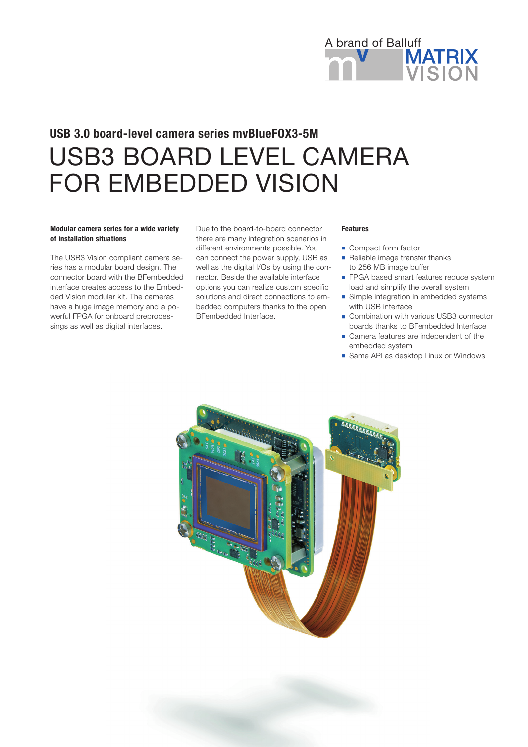A brand of Balluff

MATRIX VISION

## USB 3.0 board-level camera series mvBlueFOX3-5M

# USB3 BOARD LEVEL CAMERA FOR EMBEDDED VISION

**Modular camera series for a wide variety of installation situations**

The USB3 Vision compliant camera series has a modular board design. The connector board with the BFembedded interface creates access to the Embedded Vision modular kit. The cameras have a huge image memory and a powerful FPGA for onboard preprocessings as well as digital interfaces.

Due to the board-to-board connector there are many integration scenarios in different environments possible. You can connect the power supply, USB as well as the digital I/Os by using the connector. Beside the available interface options you can realize custom specific solutions and direct connections to embedded computers thanks to the open BFembedded Interface.

**Features**

- Compact form factor
- Reliable image transfer thanks to 256 MB image buffer
- FPGA based smart features reduce system load and simplify the overall system
- Simple integration in embedded systems with USB interface
- Combination with various USB3 connector boards thanks to BFembedded Interface
- Camera features are independent of the embedded system
- Same API as desktop Linux or Windows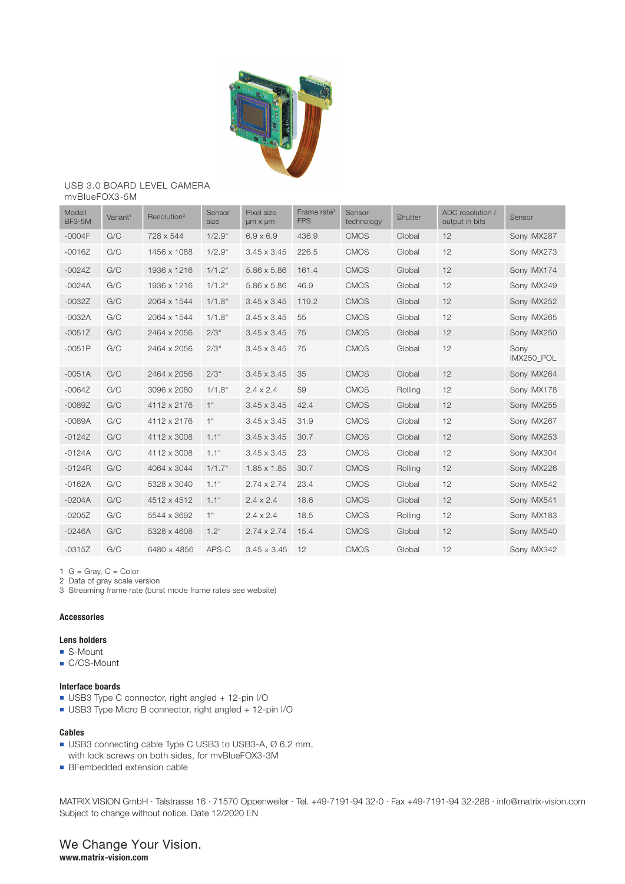USB 3.0 BOARD LEVEL CAMERA
mvBlueFOX3-5M

| Modell BF3-5M | Variant[1] | Resolution[2] | Sensor size | Pixel size µm x µm | Frame rate[3] FPS | Sensor technology | Shutter | ADC resolution / output in bits | Sensor |
|---|---|---|---|---|---|---|---|---|---|
| -0004F | G/C | 728 x 544 | 1/2.9" | 6.9 x 6.9 | 436.9 | CMOS | Global | 12 | Sony IMX287 |
| -0016Z | G/C | 1456 x 1088 | 1/2.9" | 3.45 x 3.45 | 226.5 | CMOS | Global | 12 | Sony IMX273 |
| -0024Z | G/C | 1936 x 1216 | 1/1.2" | 5.86 x 5.86 | 161.4 | CMOS | Global | 12 | Sony IMX174 |
| -0024A | G/C | 1936 x 1216 | 1/1.2" | 5.86 x 5.86 | 46.9 | CMOS | Global | 12 | Sony IMX249 |
| -0032Z | G/C | 2064 x 1544 | 1/1.8" | 3.45 x 3.45 | 119.2 | CMOS | Global | 12 | Sony IMX252 |
| -0032A | G/C | 2064 x 1544 | 1/1.8" | 3.45 x 3.45 | 55 | CMOS | Global | 12 | Sony IMX265 |
| -0051Z | G/C | 2464 x 2056 | 2/3" | 3.45 x 3.45 | 75 | CMOS | Global | 12 | Sony IMX250 |
| -0051P | G/C | 2464 x 2056 | 2/3" | 3.45 x 3.45 | 75 | CMOS | Global | 12 | Sony IMX250_POL |
| -0051A | G/C | 2464 x 2056 | 2/3" | 3.45 x 3.45 | 35 | CMOS | Global | 12 | Sony IMX264 |
| -0064Z | G/C | 3096 x 2080 | 1/1.8" | 2.4 x 2.4 | 59 | CMOS | Rolling | 12 | Sony IMX178 |
| -0089Z | G/C | 4112 x 2176 | 1" | 3.45 x 3.45 | 42.4 | CMOS | Global | 12 | Sony IMX255 |
| -0089A | G/C | 4112 x 2176 | 1" | 3.45 x 3.45 | 31.9 | CMOS | Global | 12 | Sony IMX267 |
| -0124Z | G/C | 4112 x 3008 | 1.1" | 3.45 x 3.45 | 30.7 | CMOS | Global | 12 | Sony IMX253 |
| -0124A | G/C | 4112 x 3008 | 1.1" | 3.45 x 3.45 | 23 | CMOS | Global | 12 | Sony IMX304 |
| -0124R | G/C | 4064 x 3044 | 1/1.7" | 1.85 x 1.85 | 30.7 | CMOS | Rolling | 12 | Sony IMX226 |
| -0162A | G/C | 5328 x 3040 | 1.1" | 2.74 x 2.74 | 23.4 | CMOS | Global | 12 | Sony IMX542 |
| -0204A | G/C | 4512 x 4512 | 1.1" | 2.4 x 2.4 | 18.6 | CMOS | Global | 12 | Sony IMX541 |
| -0205Z | G/C | 5544 x 3692 | 1" | 2.4 x 2.4 | 18.5 | CMOS | Rolling | 12 | Sony IMX183 |
| -0246A | G/C | 5328 x 4608 | 1.2" | 2.74 x 2.74 | 15.4 | CMOS | Global | 12 | Sony IMX540 |
| -0315Z | G/C | 6480 x 4856 | APS-C | 3.45 x 3.45 | 12 | CMOS | Global | 12 | Sony IMX342 |

1 G = Gray, C = Color
2 Data of gray scale version
3 Streaming frame rate (burst mode frame rates see website)

**Accessories**

**Lens holders**
- S-Mount
- C/CS-Mount

**Interface boards**
- USB3 Type C connector, right angled + 12-pin I/O
- USB3 Type Micro B connector, right angled + 12-pin I/O

**Cables**
- USB3 connecting cable Type C USB3 to USB3-A, Ø 6.2 mm, with lock screws on both sides, for mvBlueFOX3-3M
- BFembedded extension cable

MATRIX VISION GmbH · Talstrasse 16 · 71570 Oppenweiler · Tel. +49-7191-94 32-0 · Fax +49-7191-94 32-288 · info@matrix-vision.com
Subject to change without notice. Date 12/2020 EN

We Change Your Vision.
**www.matrix-vision.com**